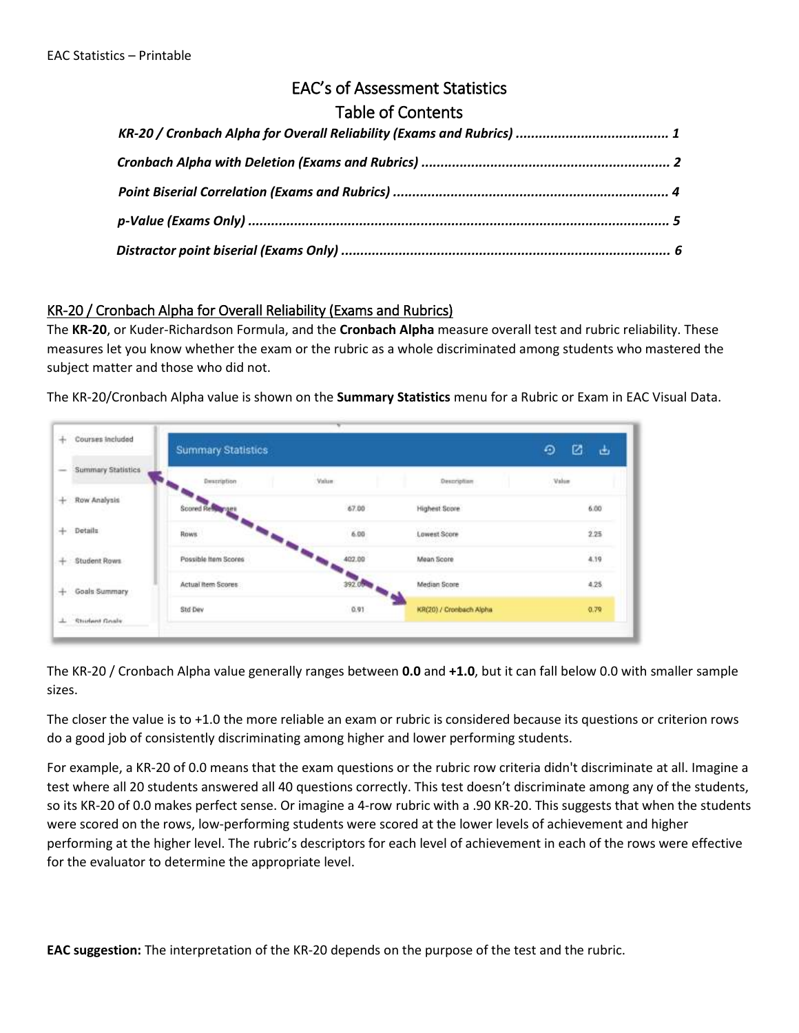# EAC's of Assessment Statistics

## Table of Contents

**KR-20 / Cronbach Alpha for Overall Reliability (Exams and Rubrics)** ....................................... 1

**Cronbach Alpha with Deletion (Exams and Rubrics)** ................................................................ 2

**Point Biserial Correlation (Exams and Rubrics)** ....................................................................... 4

**p-Value (Exams Only)** ............................................................................................................ 5

**Distractor point biserial (Exams Only)** ..................................................................................... 6

## KR-20 / Cronbach Alpha for Overall Reliability (Exams and Rubrics)

The **KR-20**, or Kuder-Richardson Formula, and the **Cronbach Alpha** measure overall test and rubric reliability. These measures let you know whether the exam or the rubric as a whole discriminated among students who mastered the subject matter and those who did not.

The KR-20/Cronbach Alpha value is shown on the **Summary Statistics** menu for a Rubric or Exam in EAC Visual Data.

The KR-20 / Cronbach Alpha value generally ranges between **0.0** and **+1.0**, but it can fall below 0.0 with smaller sample sizes.

The closer the value is to +1.0 the more reliable an exam or rubric is considered because its questions or criterion rows do a good job of consistently discriminating among higher and lower performing students.

For example, a KR-20 of 0.0 means that the exam questions or the rubric row criteria didn't discriminate at all. Imagine a test where all 20 students answered all 40 questions correctly. This test doesn't discriminate among any of the students, so its KR-20 of 0.0 makes perfect sense. Or imagine a 4-row rubric with a .90 KR-20. This suggests that when the students were scored on the rows, low-performing students were scored at the lower levels of achievement and higher performing at the higher level. The rubric's descriptors for each level of achievement in each of the rows were effective for the evaluator to determine the appropriate level.

**EAC suggestion:** The interpretation of the KR-20 depends on the purpose of the test and the rubric.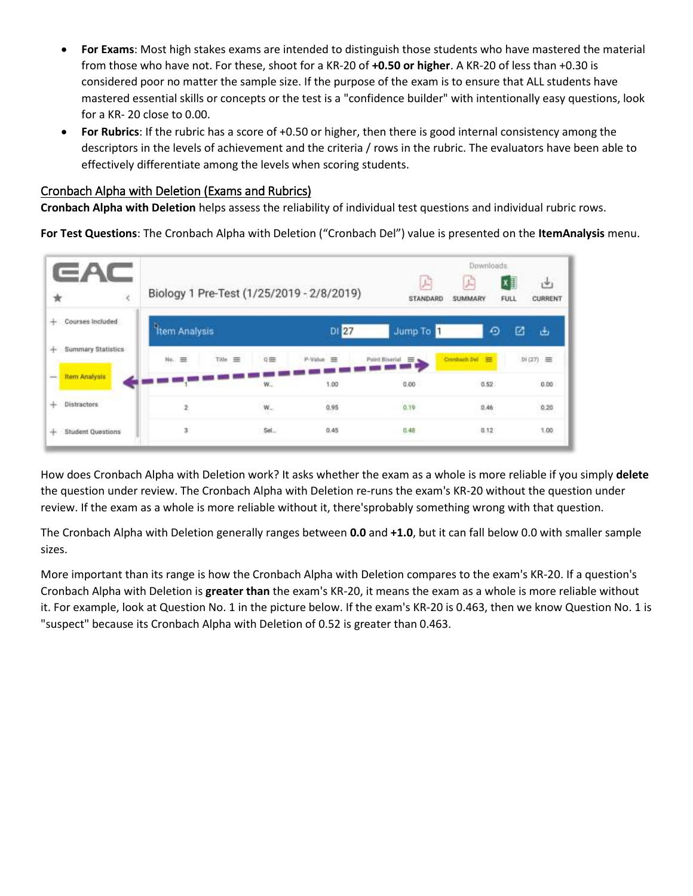- **For Exams**: Most high stakes exams are intended to distinguish those students who have mastered the material from those who have not. For these, shoot for a KR-20 of **+0.50 or higher**. A KR-20 of less than +0.30 is considered poor no matter the sample size. If the purpose of the exam is to ensure that ALL students have mastered essential skills or concepts or the test is a "confidence builder" with intentionally easy questions, look for a KR- 20 close to 0.00.
- **For Rubrics**: If the rubric has a score of +0.50 or higher, then there is good internal consistency among the descriptors in the levels of achievement and the criteria / rows in the rubric. The evaluators have been able to effectively differentiate among the levels when scoring students.

## Cronbach Alpha with Deletion (Exams and Rubrics)

**Cronbach Alpha with Deletion** helps assess the reliability of individual test questions and individual rubric rows.

**For Test Questions**: The Cronbach Alpha with Deletion ("Cronbach Del") value is presented on the **ItemAnalysis** menu.

How does Cronbach Alpha with Deletion work? It asks whether the exam as a whole is more reliable if you simply **delete** the question under review. The Cronbach Alpha with Deletion re-runs the exam's KR-20 without the question under review. If the exam as a whole is more reliable without it, there'sprobably something wrong with that question.

The Cronbach Alpha with Deletion generally ranges between **0.0** and **+1.0**, but it can fall below 0.0 with smaller sample sizes.

More important than its range is how the Cronbach Alpha with Deletion compares to the exam's KR-20. If a question's Cronbach Alpha with Deletion is **greater than** the exam's KR-20, it means the exam as a whole is more reliable without it. For example, look at Question No. 1 in the picture below. If the exam's KR-20 is 0.463, then we know Question No. 1 is "suspect" because its Cronbach Alpha with Deletion of 0.52 is greater than 0.463.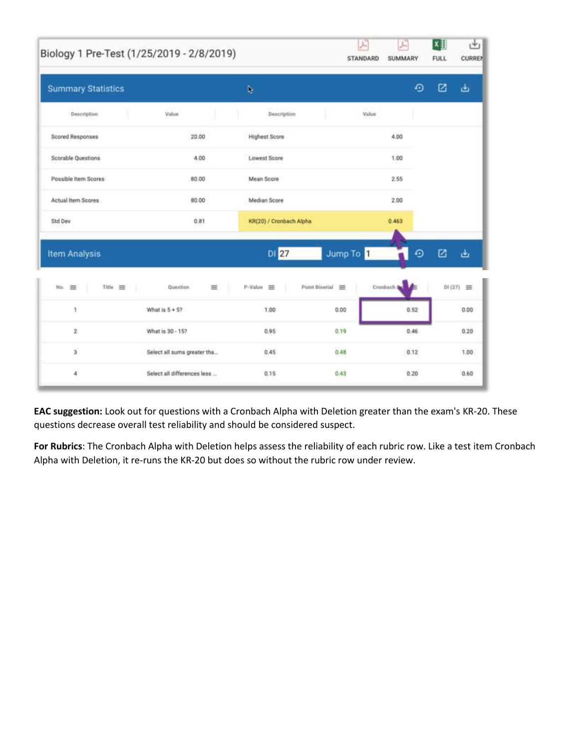Biology 1 Pre-Test (1/25/2019 - 2/8/2019)

STANDARD SUMMARY FULL CURRENT

**Summary Statistics**

| Description | Value | Description | Value |
|---|---|---|---|
| Scored Responses | 20.00 | Highest Score | 4.00 |
| Scorable Questions | 4.00 | Lowest Score | 1.00 |
| Possible Item Scores | 80.00 | Mean Score | 2.55 |
| Actual Item Scores | 80.00 | Median Score | 2.00 |
| Std Dev | 0.81 | KR(20) / Cronbach Alpha | 0.463 |

**Item Analysis** DI 27 Jump To 1

| No. | Title | Question | P-Value | Point Biserial | Cronbach Alpha | DI (27) |
|---|---|---|---|---|---|---|
| 1 | | What is 5 + 5? | 1.00 | 0.00 | 0.52 | 0.00 |
| 2 | | What is 30 - 15? | 0.95 | 0.19 | 0.46 | 0.20 |
| 3 | | Select all sums greater tha... | 0.45 | 0.48 | 0.12 | 1.00 |
| 4 | | Select all differences less ... | 0.15 | 0.43 | 0.20 | 0.60 |

**EAC suggestion:** Look out for questions with a Cronbach Alpha with Deletion greater than the exam's KR-20. These questions decrease overall test reliability and should be considered suspect.

**For Rubrics**: The Cronbach Alpha with Deletion helps assess the reliability of each rubric row. Like a test item Cronbach Alpha with Deletion, it re-runs the KR-20 but does so without the rubric row under review.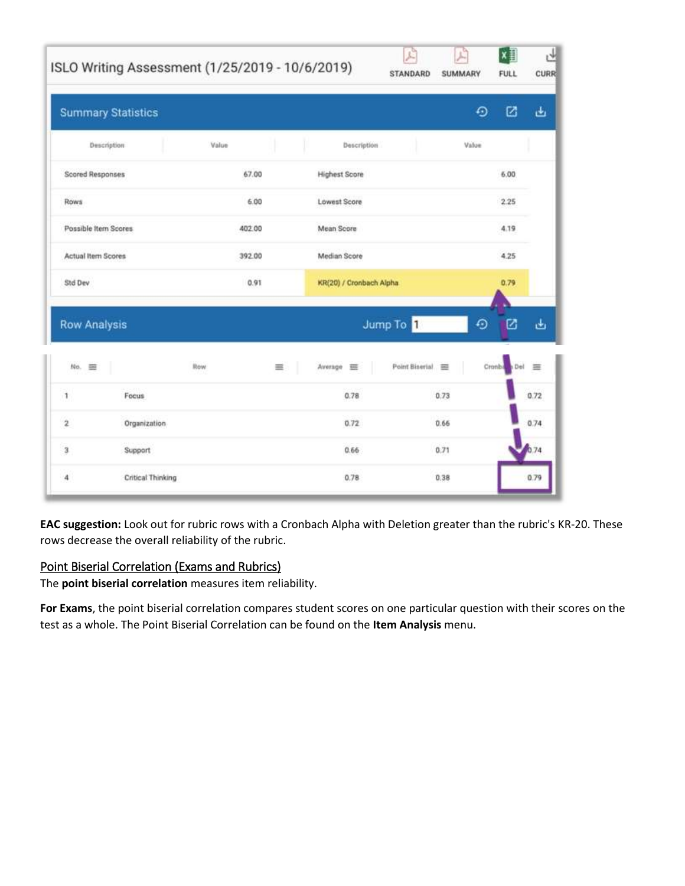## ISLO Writing Assessment (1/25/2019 - 10/6/2019)

STANDARD SUMMARY FULL CURR

### Summary Statistics

| Description | Value | Description | Value |
|---|---|---|---|
| Scored Responses | 67.00 | Highest Score | 6.00 |
| Rows | 6.00 | Lowest Score | 2.25 |
| Possible Item Scores | 402.00 | Mean Score | 4.19 |
| Actual Item Scores | 392.00 | Median Score | 4.25 |
| Std Dev | 0.91 | KR(20) / Cronbach Alpha | 0.79 |

### Row Analysis

Jump To 1

| No. | Row | Average | Point Biserial | Cronbach Del |
|---|---|---|---|---|
| 1 | Focus | 0.78 | 0.73 | 0.72 |
| 2 | Organization | 0.72 | 0.66 | 0.74 |
| 3 | Support | 0.66 | 0.71 | 0.74 |
| 4 | Critical Thinking | 0.78 | 0.38 | 0.79 |

**EAC suggestion:** Look out for rubric rows with a Cronbach Alpha with Deletion greater than the rubric's KR-20. These rows decrease the overall reliability of the rubric.

## Point Biserial Correlation (Exams and Rubrics)

The **point biserial correlation** measures item reliability.

**For Exams**, the point biserial correlation compares student scores on one particular question with their scores on the test as a whole. The Point Biserial Correlation can be found on the **Item Analysis** menu.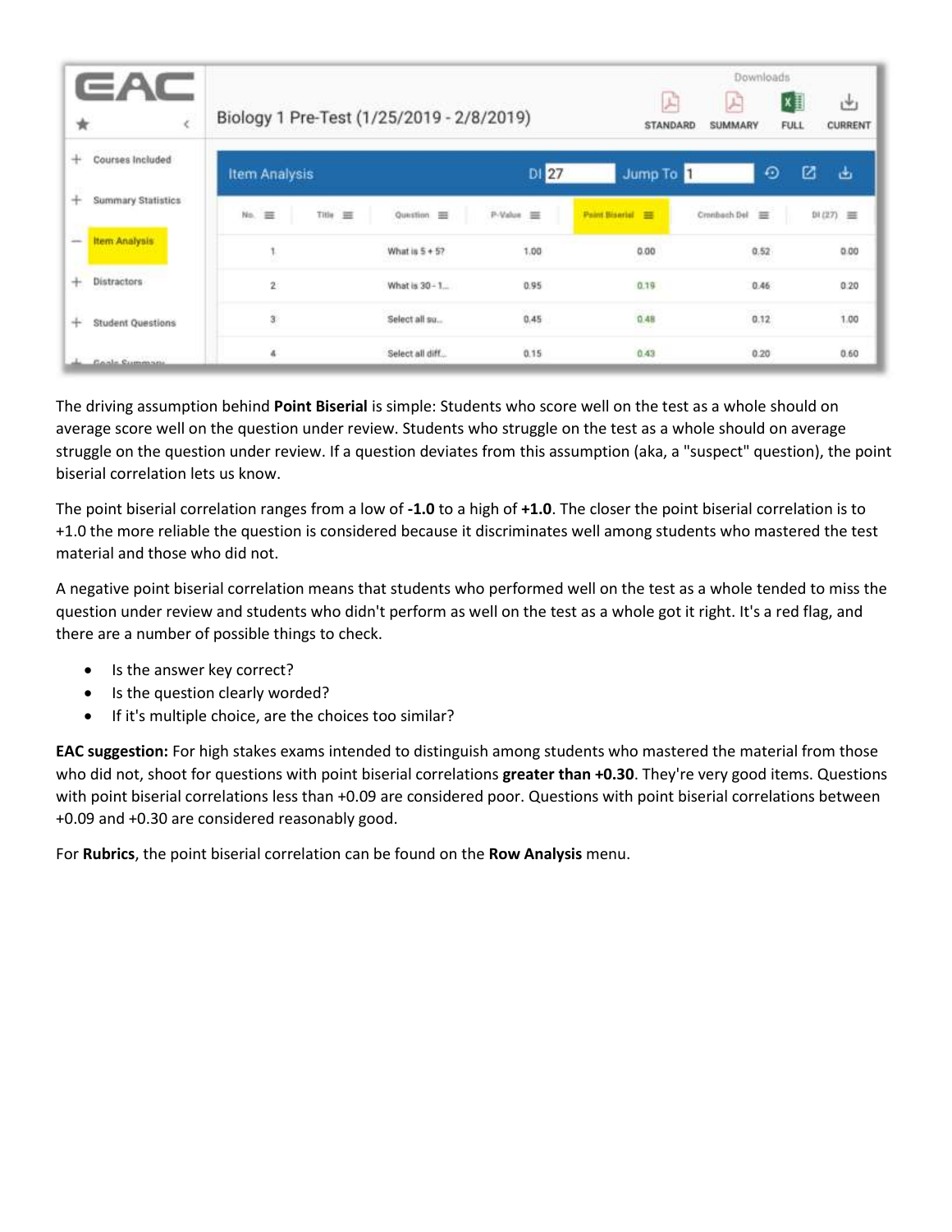| No. | Title | Question | P-Value | Point Biserial | Cronbach Del | DI (27) |
|---|---|---|---|---|---|---|
| 1 | | What is 5 + 5? | 1.00 | 0.00 | 0.52 | 0.00 |
| 2 | | What is 30 - 1... | 0.95 | 0.19 | 0.46 | 0.20 |
| 3 | | Select all su... | 0.45 | 0.48 | 0.12 | 1.00 |
| 4 | | Select all diff... | 0.15 | 0.43 | 0.20 | 0.60 |

The driving assumption behind **Point Biserial** is simple: Students who score well on the test as a whole should on average score well on the question under review. Students who struggle on the test as a whole should on average struggle on the question under review. If a question deviates from this assumption (aka, a "suspect" question), the point biserial correlation lets us know.

The point biserial correlation ranges from a low of **-1.0** to a high of **+1.0**. The closer the point biserial correlation is to +1.0 the more reliable the question is considered because it discriminates well among students who mastered the test material and those who did not.

A negative point biserial correlation means that students who performed well on the test as a whole tended to miss the question under review and students who didn't perform as well on the test as a whole got it right. It's a red flag, and there are a number of possible things to check.

- Is the answer key correct?
- Is the question clearly worded?
- If it's multiple choice, are the choices too similar?

**EAC suggestion:** For high stakes exams intended to distinguish among students who mastered the material from those who did not, shoot for questions with point biserial correlations **greater than +0.30**. They're very good items. Questions with point biserial correlations less than +0.09 are considered poor. Questions with point biserial correlations between +0.09 and +0.30 are considered reasonably good.

For **Rubrics**, the point biserial correlation can be found on the **Row Analysis** menu.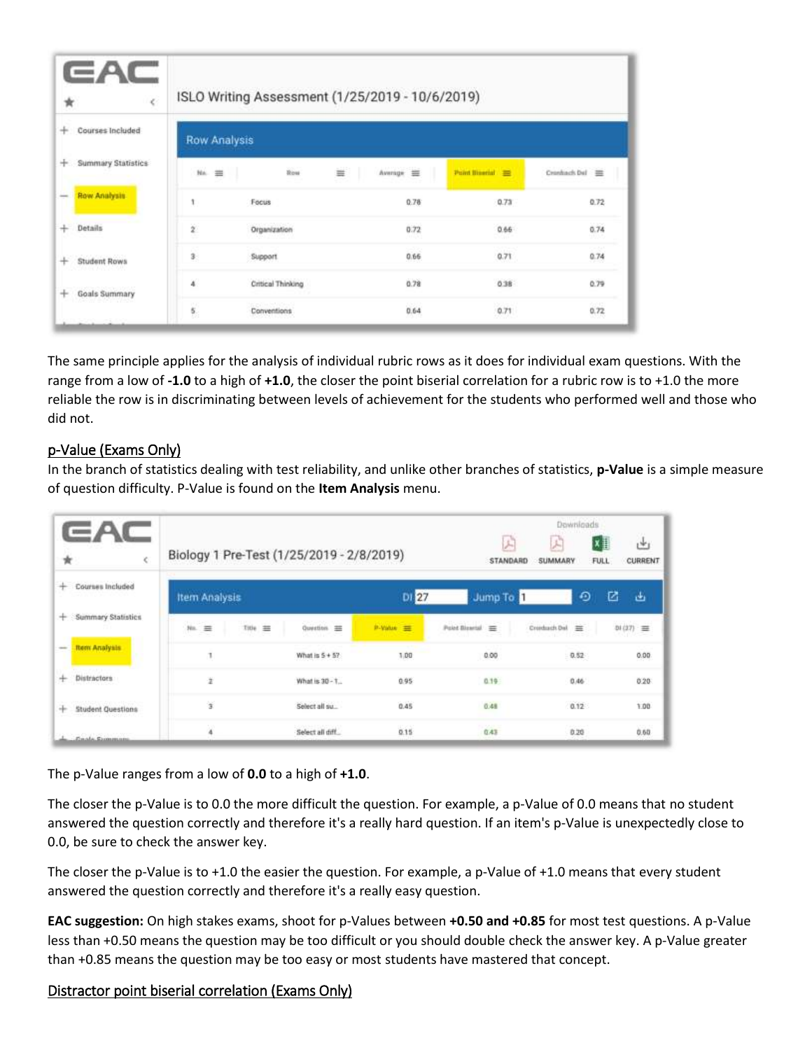**EAC** — ISLO Writing Assessment (1/25/2019 - 10/6/2019)

- Courses Included
- Summary Statistics
- Row Analysis
- Details
- Student Rows
- Goals Summary

**Row Analysis**

| No. | Row | Average | Point Biserial | Cronbach Del |
|---|---|---|---|---|
| 1 | Focus | 0.78 | 0.73 | 0.72 |
| 2 | Organization | 0.72 | 0.66 | 0.74 |
| 3 | Support | 0.66 | 0.71 | 0.74 |
| 4 | Critical Thinking | 0.78 | 0.38 | 0.79 |
| 5 | Conventions | 0.64 | 0.71 | 0.72 |

The same principle applies for the analysis of individual rubric rows as it does for individual exam questions. With the range from a low of **-1.0** to a high of **+1.0**, the closer the point biserial correlation for a rubric row is to +1.0 the more reliable the row is in discriminating between levels of achievement for the students who performed well and those who did not.

## p-Value (Exams Only)

In the branch of statistics dealing with test reliability, and unlike other branches of statistics, **p-Value** is a simple measure of question difficulty. P-Value is found on the **Item Analysis** menu.

**EAC** — Biology 1 Pre-Test (1/25/2019 - 2/8/2019)

Downloads: STANDARD | SUMMARY | FULL | CURRENT

- Courses Included
- Summary Statistics
- Item Analysis
- Distractors
- Student Questions

**Item Analysis** — DI 27 — Jump To 1

| No. | Title | Question | P-Value | Point Biserial | Cronbach Del | DI (27) |
|---|---|---|---|---|---|---|
| 1 | | What is 5 + 5? | 1.00 | 0.00 | 0.52 | 0.00 |
| 2 | | What is 30 - 1... | 0.95 | 0.19 | 0.46 | 0.20 |
| 3 | | Select all su... | 0.45 | 0.48 | 0.12 | 1.00 |
| 4 | | Select all diff... | 0.15 | 0.43 | 0.20 | 0.60 |

The p-Value ranges from a low of **0.0** to a high of **+1.0**.

The closer the p-Value is to 0.0 the more difficult the question. For example, a p-Value of 0.0 means that no student answered the question correctly and therefore it's a really hard question. If an item's p-Value is unexpectedly close to 0.0, be sure to check the answer key.

The closer the p-Value is to +1.0 the easier the question. For example, a p-Value of +1.0 means that every student answered the question correctly and therefore it's a really easy question.

**EAC suggestion:** On high stakes exams, shoot for p-Values between **+0.50 and +0.85** for most test questions. A p-Value less than +0.50 means the question may be too difficult or you should double check the answer key. A p-Value greater than +0.85 means the question may be too easy or most students have mastered that concept.

## Distractor point biserial correlation (Exams Only)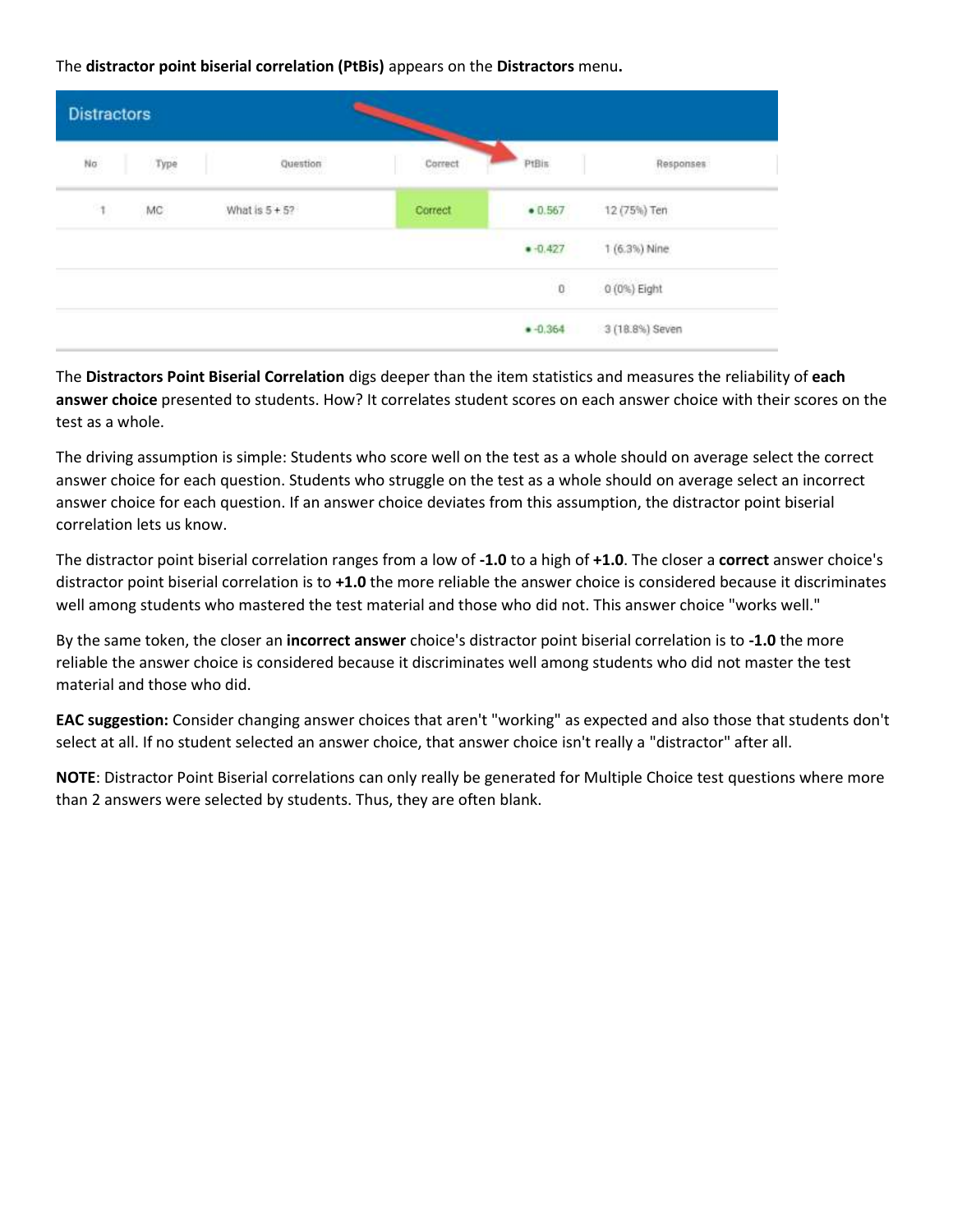The **distractor point biserial correlation (PtBis)** appears on the **Distractors** menu**.**

Distractors

| No | Type | Question | Correct | PtBis | Responses |
|---|---|---|---|---|---|
| 1 | MC | What is 5 + 5? | Correct | 0.567 | 12 (75%) Ten |
| | | | | -0.427 | 1 (6.3%) Nine |
| | | | | 0 | 0 (0%) Eight |
| | | | | -0.364 | 3 (18.8%) Seven |

The **Distractors Point Biserial Correlation** digs deeper than the item statistics and measures the reliability of **each answer choice** presented to students. How? It correlates student scores on each answer choice with their scores on the test as a whole.

The driving assumption is simple: Students who score well on the test as a whole should on average select the correct answer choice for each question. Students who struggle on the test as a whole should on average select an incorrect answer choice for each question. If an answer choice deviates from this assumption, the distractor point biserial correlation lets us know.

The distractor point biserial correlation ranges from a low of **-1.0** to a high of **+1.0**. The closer a **correct** answer choice's distractor point biserial correlation is to **+1.0** the more reliable the answer choice is considered because it discriminates well among students who mastered the test material and those who did not. This answer choice "works well."

By the same token, the closer an **incorrect answer** choice's distractor point biserial correlation is to **-1.0** the more reliable the answer choice is considered because it discriminates well among students who did not master the test material and those who did.

**EAC suggestion:** Consider changing answer choices that aren't "working" as expected and also those that students don't select at all. If no student selected an answer choice, that answer choice isn't really a "distractor" after all.

**NOTE**: Distractor Point Biserial correlations can only really be generated for Multiple Choice test questions where more than 2 answers were selected by students. Thus, they are often blank.